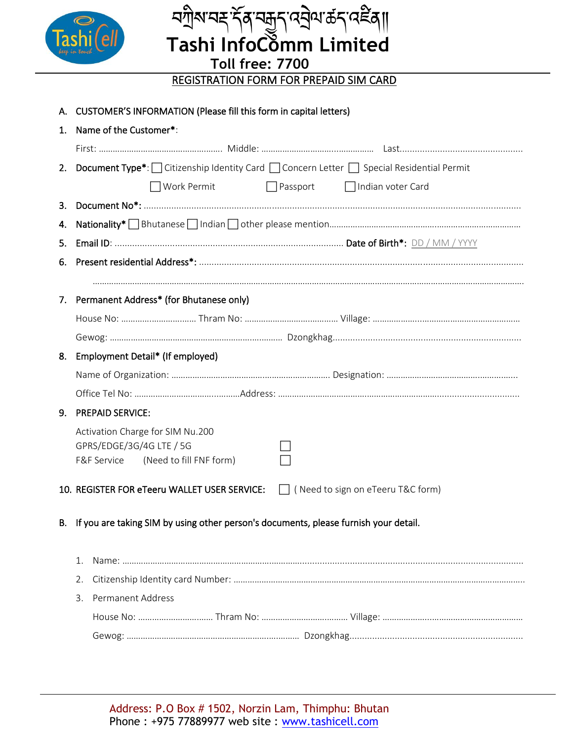# བཀྲིས་བཟང་དོན་བརྒྱུད་འབྲེལ་ཚད་འཛིན།

# Tashi InfoComm Limited

**Toll free: 7700**

## REGISTRATION FORM FOR PREPAID SIM CARD

**A. CUSTOMER'S INFORMATION (Please fill this form in capital letters)**

1. **Name of the Customer***:

   First: ............................................ Middle: ............................................ Last............................................

2. **Document Type***: ☐ Citizenship Identity Card ☐ Concern Letter ☐ Special Residential Permit

   ☐ Work Permit ☐ Passport ☐ Indian voter Card

3. **Document No***: ............................................................................................................

4. **Nationality*** ☐ Bhutanese ☐ Indian ☐ other please mention............................................

5. **Email ID**: ............................................................ **Date of Birth***: DD / MM / YYYY

6. **Present residential Address***: ............................................................................................

   ............................................................................................................................

7. **Permanent Address* (for Bhutanese only)**

   House No: .............................. Thram No: .............................. Village: ..............................

   Gewog: ............................................................ Dzongkhag............................................................

8. **Employment Detail* (If employed)**

   Name of Organization: ............................................................ Designation: ............................................

   Office Tel No: ..............................Address: ............................................................................

9. **PREPAID SERVICE:**

   Activation Charge for SIM Nu.200

   GPRS/EDGE/3G/4G LTE / 5G ☐

   F&F Service (Need to fill FNF form) ☐

10. **REGISTER FOR eTeeru WALLET USER SERVICE:** ☐ ( Need to sign on eTeeru T&C form)

**B. If you are taking SIM by using other person's documents, please furnish your detail.**

1. Name: ............................................................................................................................
2. Citizenship Identity card Number: ............................................................................................
3. Permanent Address

   House No: .............................. Thram No: .............................. Village: ..............................

   Gewog: ............................................................ Dzongkhag............................................................

Address: P.O Box # 1502, Norzin Lam, Thimphu: Bhutan
Phone : +975 77889977 web site : www.tashicell.com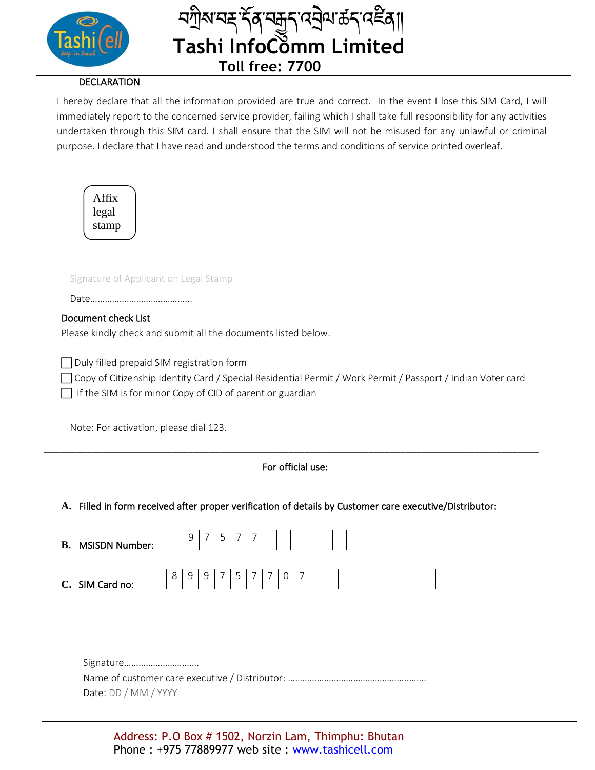# བཀྲིས་བཟང་དོན་བརྒྱུད་འབྲེལ་ཚད་འཛིན།།

# Tashi InfoComm Limited

**Toll free: 7700**

## DECLARATION

I hereby declare that all the information provided are true and correct. In the event I lose this SIM Card, I will immediately report to the concerned service provider, failing which I shall take full responsibility for any activities undertaken through this SIM card. I shall ensure that the SIM will not be misused for any unlawful or criminal purpose. I declare that I have read and understood the terms and conditions of service printed overleaf.

Affix legal stamp

Signature of Applicant on Legal Stamp

Date……………………………………

## Document check List

Please kindly check and submit all the documents listed below.

- ☐ Duly filled prepaid SIM registration form
- ☐ Copy of Citizenship Identity Card / Special Residential Permit / Work Permit / Passport / Indian Voter card
- ☐ If the SIM is for minor Copy of CID of parent or guardian

Note: For activation, please dial 123.

---

**For official use:**

**A.** Filled in form received after proper verification of details by Customer care executive/Distributor:

**B.** MSISDN Number:

| 9 | 7 | 5 | 7 | 7 | | | | | | |
|---|---|---|---|---|---|---|---|---|---|---|

**C.** SIM Card no:

| 8 | 9 | 9 | 7 | 5 | 7 | 7 | 0 | 7 | | | | | | | | | | | | |
|---|---|---|---|---|---|---|---|---|---|---|---|---|---|---|---|---|---|---|---|---|

Signature…………………………

Name of customer care executive / Distributor: ………………………………………………..

Date: DD / MM / YYYY

---

Address: P.O Box # 1502, Norzin Lam, Thimphu: Bhutan

Phone : +975 77889977 web site : www.tashicell.com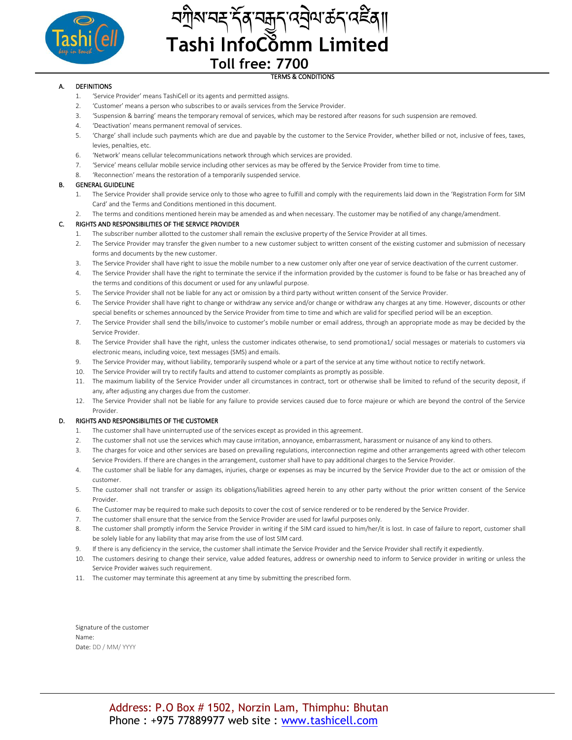# བཀྲིས་བརྗེ་དོན་བརྒྱུད་འབྲེལ་ཚད་འཛིན།།
# Tashi InfoComm Limited
## Toll free: 7700

TERMS & CONDITIONS

**A. DEFINITIONS**

1. 'Service Provider' means TashiCell or its agents and permitted assigns.
2. 'Customer' means a person who subscribes to or avails services from the Service Provider.
3. 'Suspension & barring' means the temporary removal of services, which may be restored after reasons for such suspension are removed.
4. 'Deactivation' means permanent removal of services.
5. 'Charge' shall include such payments which are due and payable by the customer to the Service Provider, whether billed or not, inclusive of fees, taxes, levies, penalties, etc.
6. 'Network' means cellular telecommunications network through which services are provided.
7. 'Service' means cellular mobile service including other services as may be offered by the Service Provider from time to time.
8. 'Reconnection' means the restoration of a temporarily suspended service.

**B. GENERAL GUIDELINE**

1. The Service Provider shall provide service only to those who agree to fulfill and comply with the requirements laid down in the 'Registration Form for SIM Card' and the Terms and Conditions mentioned in this document.
2. The terms and conditions mentioned herein may be amended as and when necessary. The customer may be notified of any change/amendment.

**C. RIGHTS AND RESPONSIBILITIES OF THE SERVICE PROVIDER**

1. The subscriber number allotted to the customer shall remain the exclusive property of the Service Provider at all times.
2. The Service Provider may transfer the given number to a new customer subject to written consent of the existing customer and submission of necessary forms and documents by the new customer.
3. The Service Provider shall have right to issue the mobile number to a new customer only after one year of service deactivation of the current customer.
4. The Service Provider shall have the right to terminate the service if the information provided by the customer is found to be false or has breached any of the terms and conditions of this document or used for any unlawful purpose.
5. The Service Provider shall not be liable for any act or omission by a third party without written consent of the Service Provider.
6. The Service Provider shall have right to change or withdraw any service and/or change or withdraw any charges at any time. However, discounts or other special benefits or schemes announced by the Service Provider from time to time and which are valid for specified period will be an exception.
7. The Service Provider shall send the bills/invoice to customer's mobile number or email address, through an appropriate mode as may be decided by the Service Provider.
8. The Service Provider shall have the right, unless the customer indicates otherwise, to send promotiona1/ social messages or materials to customers via electronic means, including voice, text messages (SMS) and emails.
9. The Service Provider may, without liability, temporarily suspend whole or a part of the service at any time without notice to rectify network.
10. The Service Provider will try to rectify faults and attend to customer complaints as promptly as possible.
11. The maximum liability of the Service Provider under all circumstances in contract, tort or otherwise shall be limited to refund of the security deposit, if any, after adjusting any charges due from the customer.
12. The Service Provider shall not be liable for any failure to provide services caused due to force majeure or which are beyond the control of the Service Provider.

**D. RIGHTS AND RESPONSIBILITIES OF THE CUSTOMER**

1. The customer shall have uninterrupted use of the services except as provided in this agreement.
2. The customer shall not use the services which may cause irritation, annoyance, embarrassment, harassment or nuisance of any kind to others.
3. The charges for voice and other services are based on prevailing regulations, interconnection regime and other arrangements agreed with other telecom Service Providers. If there are changes in the arrangement, customer shall have to pay additional charges to the Service Provider.
4. The customer shall be liable for any damages, injuries, charge or expenses as may be incurred by the Service Provider due to the act or omission of the customer.
5. The customer shall not transfer or assign its obligations/liabilities agreed herein to any other party without the prior written consent of the Service Provider.
6. The Customer may be required to make such deposits to cover the cost of service rendered or to be rendered by the Service Provider.
7. The customer shall ensure that the service from the Service Provider are used for lawful purposes only.
8. The customer shall promptly inform the Service Provider in writing if the SIM card issued to him/her/it is lost. In case of failure to report, customer shall be solely liable for any liability that may arise from the use of lost SIM card.
9. If there is any deficiency in the service, the customer shall intimate the Service Provider and the Service Provider shall rectify it expediently.
10. The customers desiring to change their service, value added features, address or ownership need to inform to Service provider in writing or unless the Service Provider waives such requirement.
11. The customer may terminate this agreement at any time by submitting the prescribed form.

Signature of the customer

Name:

Date: DD / MM/ YYYY

Address: P.O Box # 1502, Norzin Lam, Thimphu: Bhutan
Phone : +975 77889977 web site : www.tashicell.com